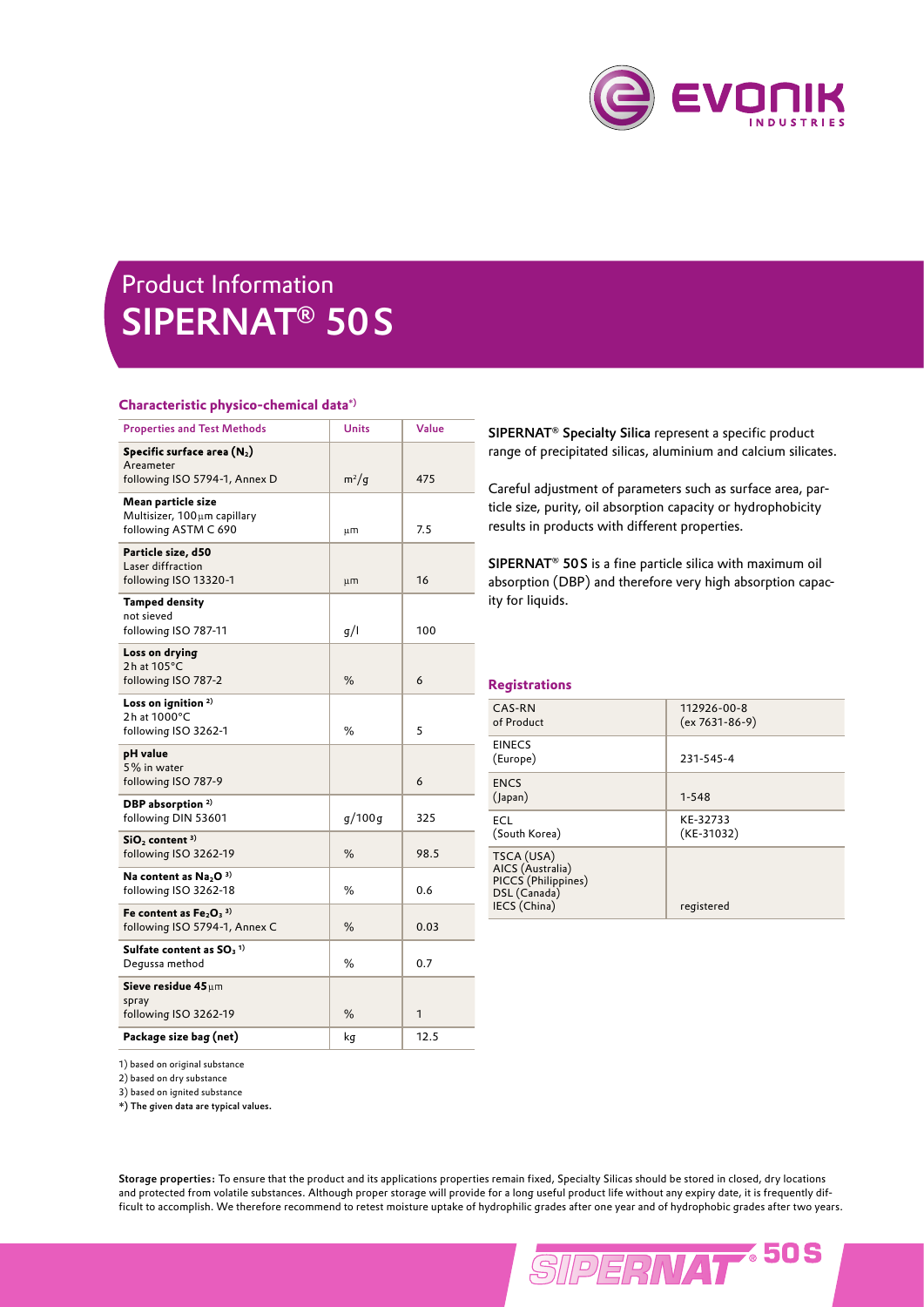# Product Information
# SIPERNAT® 50 S

### Characteristic physico-chemical data*)

| Properties and Test Methods | Units | Value |
|---|---|---|
| **Specific surface area ($N_2$)** Areameter following ISO 5794-1, Annex D | $m^2/g$ | 475 |
| **Mean particle size** Multisizer, 100 µm capillary following ASTM C 690 | µm | 7.5 |
| **Particle size, d50** Laser diffraction following ISO 13320-1 | µm | 16 |
| **Tamped density** not sieved following ISO 787-11 | g/l | 100 |
| **Loss on drying** 2 h at 105°C following ISO 787-2 | % | 6 |
| **Loss on ignition** [2] 2 h at 1000°C following ISO 3262-1 | % | 5 |
| **pH value** 5% in water following ISO 787-9 | | 6 |
| **DBP absorption** [2] following DIN 53601 | g/100 g | 325 |
| **$SiO_2$ content** [3] following ISO 3262-19 | % | 98.5 |
| **Na content as $Na_2O$** [3] following ISO 3262-18 | % | 0.6 |
| **Fe content as $Fe_2O_3$** [3] following ISO 5794-1, Annex C | % | 0.03 |
| **Sulfate content as $SO_3$** [1] Degussa method | % | 0.7 |
| **Sieve residue 45 µm** spray following ISO 3262-19 | % | 1 |
| **Package size bag (net)** | kg | 12.5 |

1) based on original substance
2) based on dry substance
3) based on ignited substance
*) The given data are typical values.

**SIPERNAT® Specialty Silica** represent a specific product range of precipitated silicas, aluminium and calcium silicates.

Careful adjustment of parameters such as surface area, particle size, purity, oil absorption capacity or hydrophobicity results in products with different properties.

**SIPERNAT® 50 S** is a fine particle silica with maximum oil absorption (DBP) and therefore very high absorption capacity for liquids.

### Registrations

| | |
|---|---|
| CAS-RN of Product | 112926-00-8 (ex 7631-86-9) |
| EINECS (Europe) | 231-545-4 |
| ENCS (Japan) | 1-548 |
| ECL (South Korea) | KE-32733 (KE-31032) |
| TSCA (USA) AICS (Australia) PICCS (Philippines) DSL (Canada) IECS (China) | registered |

**Storage properties:** To ensure that the product and its applications properties remain fixed, Specialty Silicas should be stored in closed, dry locations and protected from volatile substances. Although proper storage will provide for a long useful product life without any expiry date, it is frequently difficult to accomplish. We therefore recommend to retest moisture uptake of hydrophilic grades after one year and of hydrophobic grades after two years.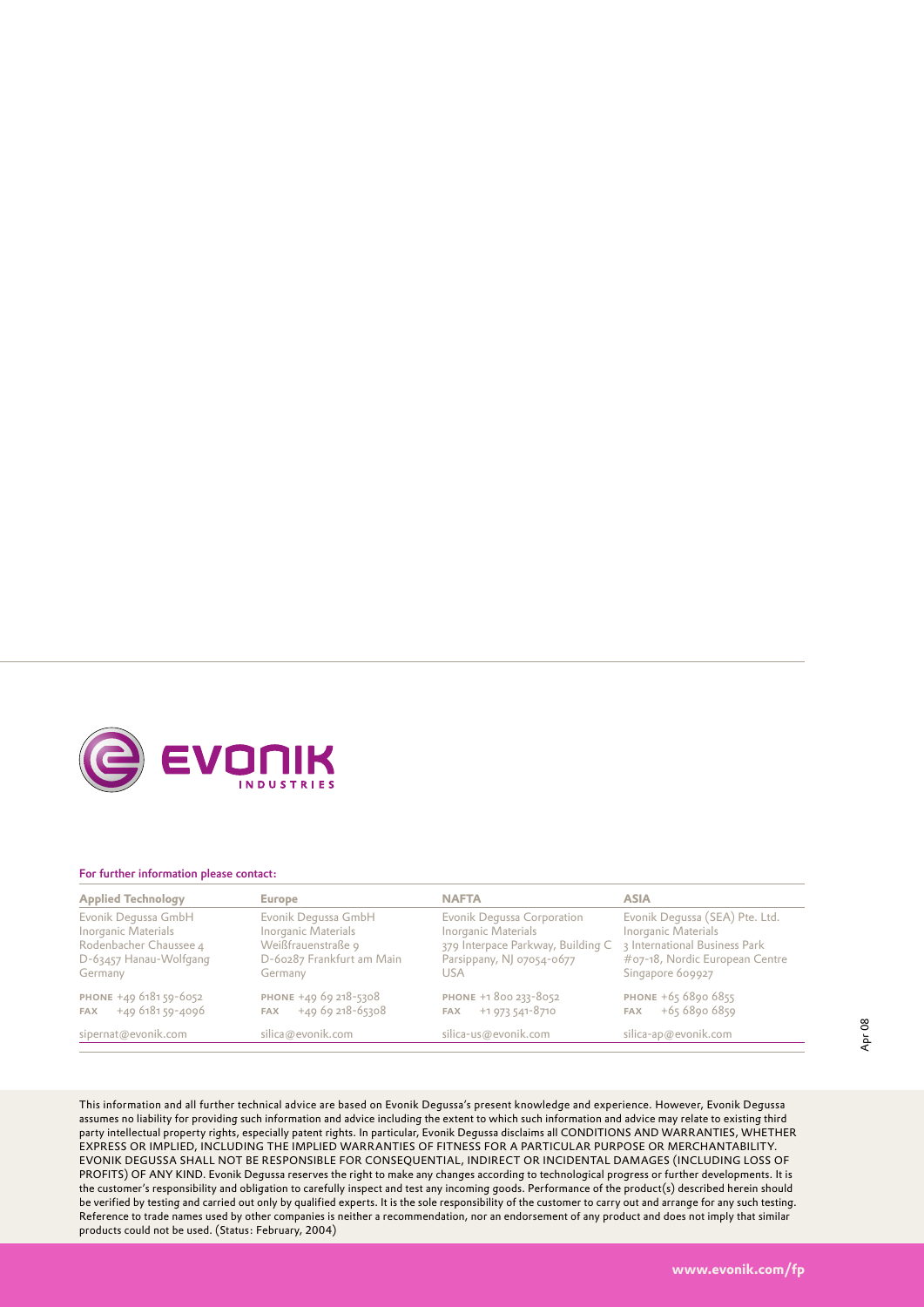EVONIK INDUSTRIES

**For further information please contact:**

| Applied Technology | Europe | NAFTA | ASIA |
|---|---|---|---|
| Evonik Degussa GmbH<br>Inorganic Materials<br>Rodenbacher Chaussee 4<br>D-63457 Hanau-Wolfgang<br>Germany | Evonik Degussa GmbH<br>Inorganic Materials<br>Weißfrauenstraße 9<br>D-60287 Frankfurt am Main<br>Germany | Evonik Degussa Corporation<br>Inorganic Materials<br>379 Interpace Parkway, Building C<br>Parsippany, NJ 07054-0677<br>USA | Evonik Degussa (SEA) Pte. Ltd.<br>Inorganic Materials<br>3 International Business Park<br>#07-18, Nordic European Centre<br>Singapore 609927 |
| PHONE +49 6181 59-6052<br>FAX +49 6181 59-4096 | PHONE +49 69 218-5308<br>FAX +49 69 218-65308 | PHONE +1 800 233-8052<br>FAX +1 973 541-8710 | PHONE +65 6890 6855<br>FAX +65 6890 6859 |
| sipernat@evonik.com | silica@evonik.com | silica-us@evonik.com | silica-ap@evonik.com |

Apr 08

This information and all further technical advice are based on Evonik Degussa's present knowledge and experience. However, Evonik Degussa assumes no liability for providing such information and advice including the extent to which such information and advice may relate to existing third party intellectual property rights, especially patent rights. In particular, Evonik Degussa disclaims all CONDITIONS AND WARRANTIES, WHETHER EXPRESS OR IMPLIED, INCLUDING THE IMPLIED WARRANTIES OF FITNESS FOR A PARTICULAR PURPOSE OR MERCHANTABILITY. EVONIK DEGUSSA SHALL NOT BE RESPONSIBLE FOR CONSEQUENTIAL, INDIRECT OR INCIDENTAL DAMAGES (INCLUDING LOSS OF PROFITS) OF ANY KIND. Evonik Degussa reserves the right to make any changes according to technological progress or further developments. It is the customer's responsibility and obligation to carefully inspect and test any incoming goods. Performance of the product(s) described herein should be verified by testing and carried out only by qualified experts. It is the sole responsibility of the customer to carry out and arrange for any such testing. Reference to trade names used by other companies is neither a recommendation, nor an endorsement of any product and does not imply that similar products could not be used. (Status: February, 2004)

**www.evonik.com/fp**